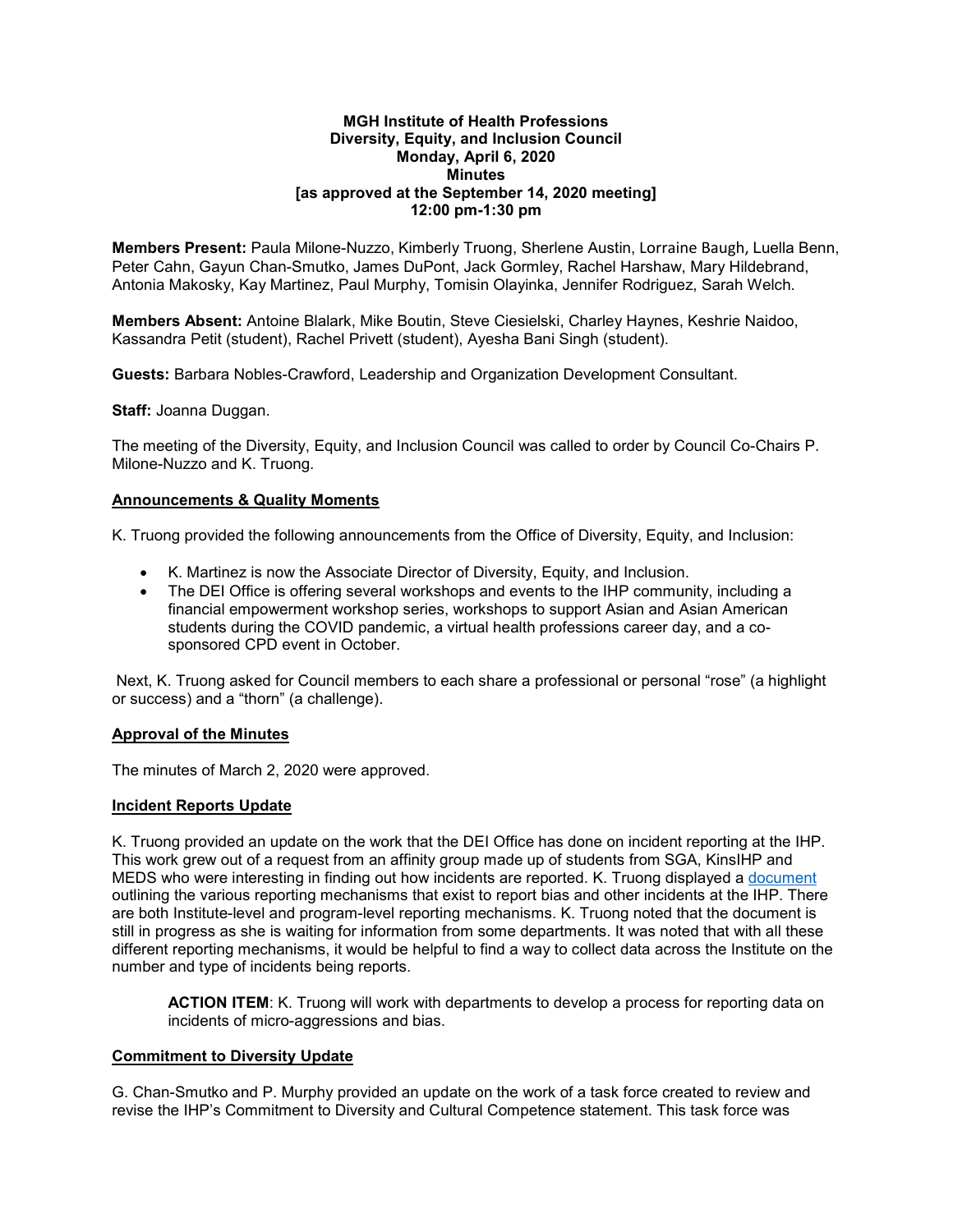**MGH Institute of Health Professions**
**Diversity, Equity, and Inclusion Council**
**Monday, April 6, 2020**
**Minutes**
**[as approved at the September 14, 2020 meeting]**
**12:00 pm-1:30 pm**

**Members Present:** Paula Milone-Nuzzo, Kimberly Truong, Sherlene Austin, Lorraine Baugh, Luella Benn, Peter Cahn, Gayun Chan-Smutko, James DuPont, Jack Gormley, Rachel Harshaw, Mary Hildebrand, Antonia Makosky, Kay Martinez, Paul Murphy, Tomisin Olayinka, Jennifer Rodriguez, Sarah Welch.

**Members Absent:** Antoine Blalark, Mike Boutin, Steve Ciesielski, Charley Haynes, Keshrie Naidoo, Kassandra Petit (student), Rachel Privett (student), Ayesha Bani Singh (student).

**Guests:** Barbara Nobles-Crawford, Leadership and Organization Development Consultant.

**Staff:** Joanna Duggan.

The meeting of the Diversity, Equity, and Inclusion Council was called to order by Council Co-Chairs P. Milone-Nuzzo and K. Truong.

## Announcements & Quality Moments

K. Truong provided the following announcements from the Office of Diversity, Equity, and Inclusion:

- K. Martinez is now the Associate Director of Diversity, Equity, and Inclusion.
- The DEI Office is offering several workshops and events to the IHP community, including a financial empowerment workshop series, workshops to support Asian and Asian American students during the COVID pandemic, a virtual health professions career day, and a co-sponsored CPD event in October.

Next, K. Truong asked for Council members to each share a professional or personal "rose" (a highlight or success) and a "thorn" (a challenge).

## Approval of the Minutes

The minutes of March 2, 2020 were approved.

## Incident Reports Update

K. Truong provided an update on the work that the DEI Office has done on incident reporting at the IHP. This work grew out of a request from an affinity group made up of students from SGA, KinsIHP and MEDS who were interesting in finding out how incidents are reported. K. Truong displayed a document outlining the various reporting mechanisms that exist to report bias and other incidents at the IHP. There are both Institute-level and program-level reporting mechanisms. K. Truong noted that the document is still in progress as she is waiting for information from some departments. It was noted that with all these different reporting mechanisms, it would be helpful to find a way to collect data across the Institute on the number and type of incidents being reports.

> **ACTION ITEM**: K. Truong will work with departments to develop a process for reporting data on incidents of micro-aggressions and bias.

## Commitment to Diversity Update

G. Chan-Smutko and P. Murphy provided an update on the work of a task force created to review and revise the IHP's Commitment to Diversity and Cultural Competence statement. This task force was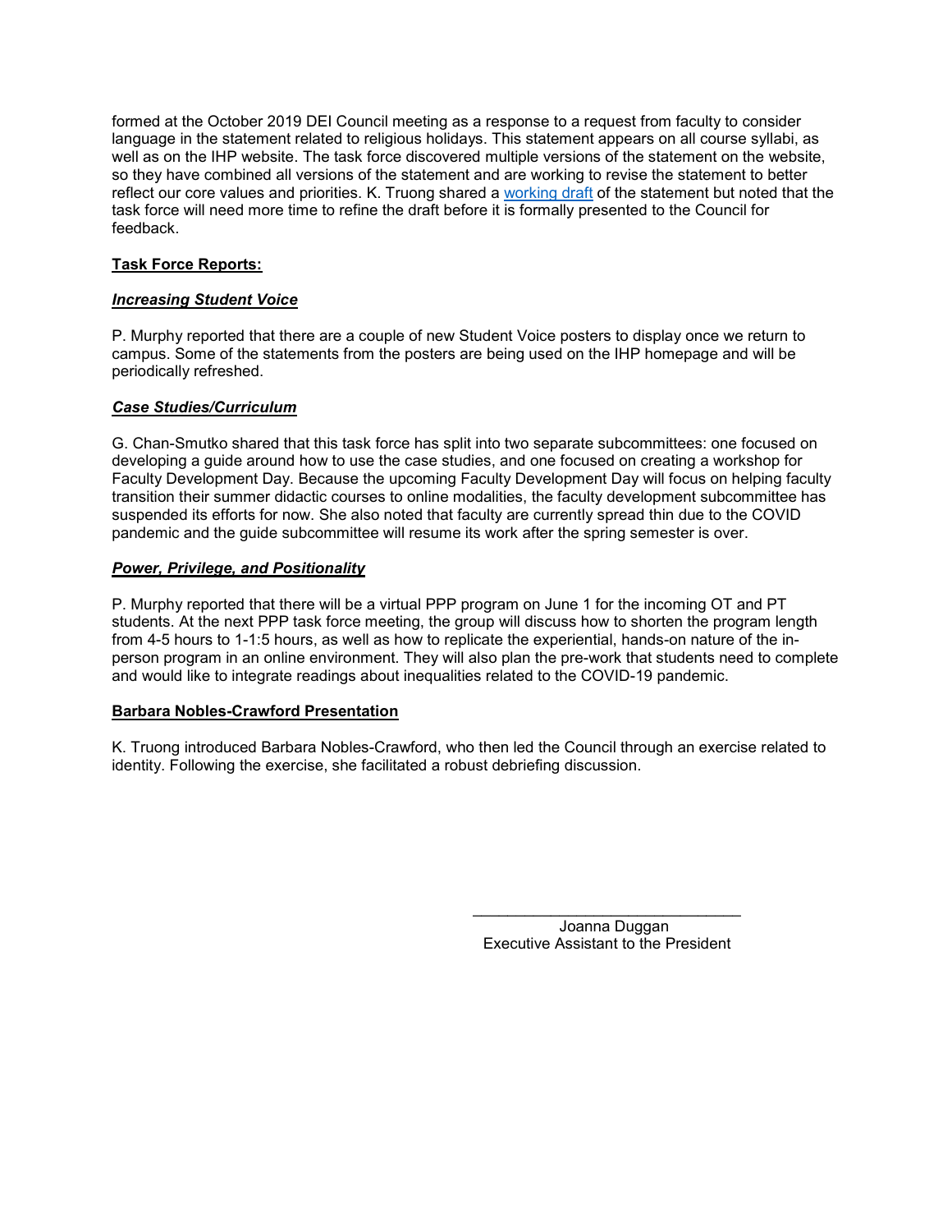formed at the October 2019 DEI Council meeting as a response to a request from faculty to consider language in the statement related to religious holidays. This statement appears on all course syllabi, as well as on the IHP website. The task force discovered multiple versions of the statement on the website, so they have combined all versions of the statement and are working to revise the statement to better reflect our core values and priorities. K. Truong shared a working draft of the statement but noted that the task force will need more time to refine the draft before it is formally presented to the Council for feedback.

**Task Force Reports:**

***Increasing Student Voice***

P. Murphy reported that there are a couple of new Student Voice posters to display once we return to campus. Some of the statements from the posters are being used on the IHP homepage and will be periodically refreshed.

***Case Studies/Curriculum***

G. Chan-Smutko shared that this task force has split into two separate subcommittees: one focused on developing a guide around how to use the case studies, and one focused on creating a workshop for Faculty Development Day. Because the upcoming Faculty Development Day will focus on helping faculty transition their summer didactic courses to online modalities, the faculty development subcommittee has suspended its efforts for now. She also noted that faculty are currently spread thin due to the COVID pandemic and the guide subcommittee will resume its work after the spring semester is over.

***Power, Privilege, and Positionality***

P. Murphy reported that there will be a virtual PPP program on June 1 for the incoming OT and PT students. At the next PPP task force meeting, the group will discuss how to shorten the program length from 4-5 hours to 1-1:5 hours, as well as how to replicate the experiential, hands-on nature of the in-person program in an online environment. They will also plan the pre-work that students need to complete and would like to integrate readings about inequalities related to the COVID-19 pandemic.

**Barbara Nobles-Crawford Presentation**

K. Truong introduced Barbara Nobles-Crawford, who then led the Council through an exercise related to identity. Following the exercise, she facilitated a robust debriefing discussion.

\_\_\_\_\_\_\_\_\_\_\_\_\_\_\_\_\_\_\_\_\_\_\_\_\_\_\_\_\_\_\_\_

Joanna Duggan
Executive Assistant to the President